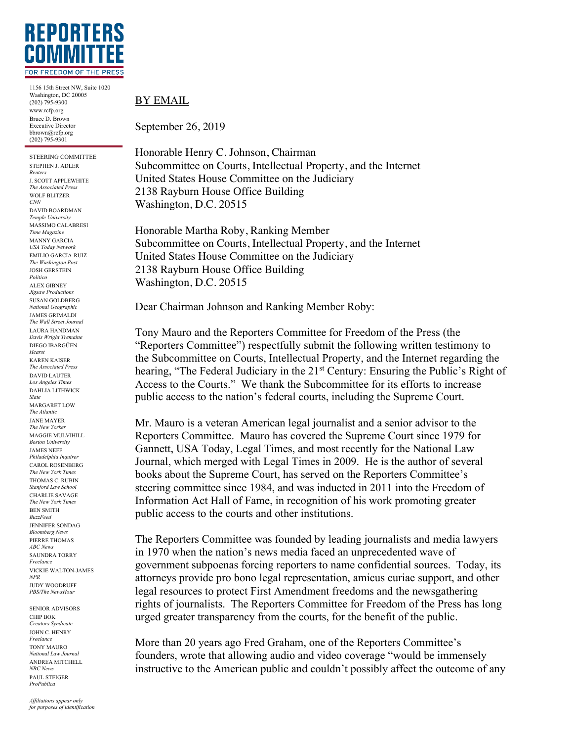# REPORTERS COMMITTEE

FOR FREEDOM OF THE PRESS

1156 15th Street NW, Suite 1020
Washington, DC 20005
(202) 795-9300
www.rcfp.org
Bruce D. Brown
Executive Director
bbrown@rcfp.org
(202) 795-9301

STEERING COMMITTEE
STEPHEN J. ADLER
*Reuters*
J. SCOTT APPLEWHITE
*The Associated Press*
WOLF BLITZER
*CNN*
DAVID BOARDMAN
*Temple University*
MASSIMO CALABRESI
*Time Magazine*
MANNY GARCIA
*USA Today Network*
EMILIO GARCIA-RUIZ
*The Washington Post*
JOSH GERSTEIN
*Politico*
ALEX GIBNEY
*Jigsaw Productions*
SUSAN GOLDBERG
*National Geographic*
JAMES GRIMALDI
*The Wall Street Journal*
LAURA HANDMAN
*Davis Wright Tremaine*
DIEGO IBARGÜEN
*Hearst*
KAREN KAISER
*The Associated Press*
DAVID LAUTER
*Los Angeles Times*
DAHLIA LITHWICK
*Slate*
MARGARET LOW
*The Atlantic*
JANE MAYER
*The New Yorker*
MAGGIE MULVIHILL
*Boston University*
JAMES NEFF
*Philadelphia Inquirer*
CAROL ROSENBERG
*The New York Times*
THOMAS C. RUBIN
*Stanford Law School*
CHARLIE SAVAGE
*The New York Times*
BEN SMITH
*BuzzFeed*
JENNIFER SONDAG
*Bloomberg News*
PIERRE THOMAS
*ABC News*
SAUNDRA TORRY
*Freelance*
VICKIE WALTON-JAMES
*NPR*
JUDY WOODRUFF
*PBS/The NewsHour*

SENIOR ADVISORS
CHIP BOK
*Creators Syndicate*
JOHN C. HENRY
*Freelance*
TONY MAURO
*National Law Journal*
ANDREA MITCHELL
*NBC News*
PAUL STEIGER
*ProPublica*

*Affiliations appear only for purposes of identification*

BY EMAIL

September 26, 2019

Honorable Henry C. Johnson, Chairman
Subcommittee on Courts, Intellectual Property, and the Internet
United States House Committee on the Judiciary
2138 Rayburn House Office Building
Washington, D.C. 20515

Honorable Martha Roby, Ranking Member
Subcommittee on Courts, Intellectual Property, and the Internet
United States House Committee on the Judiciary
2138 Rayburn House Office Building
Washington, D.C. 20515

Dear Chairman Johnson and Ranking Member Roby:

Tony Mauro and the Reporters Committee for Freedom of the Press (the "Reporters Committee") respectfully submit the following written testimony to the Subcommittee on Courts, Intellectual Property, and the Internet regarding the hearing, "The Federal Judiciary in the 21st Century: Ensuring the Public's Right of Access to the Courts." We thank the Subcommittee for its efforts to increase public access to the nation's federal courts, including the Supreme Court.

Mr. Mauro is a veteran American legal journalist and a senior advisor to the Reporters Committee. Mauro has covered the Supreme Court since 1979 for Gannett, USA Today, Legal Times, and most recently for the National Law Journal, which merged with Legal Times in 2009. He is the author of several books about the Supreme Court, has served on the Reporters Committee's steering committee since 1984, and was inducted in 2011 into the Freedom of Information Act Hall of Fame, in recognition of his work promoting greater public access to the courts and other institutions.

The Reporters Committee was founded by leading journalists and media lawyers in 1970 when the nation's news media faced an unprecedented wave of government subpoenas forcing reporters to name confidential sources. Today, its attorneys provide pro bono legal representation, amicus curiae support, and other legal resources to protect First Amendment freedoms and the newsgathering rights of journalists. The Reporters Committee for Freedom of the Press has long urged greater transparency from the courts, for the benefit of the public.

More than 20 years ago Fred Graham, one of the Reporters Committee's founders, wrote that allowing audio and video coverage "would be immensely instructive to the American public and couldn't possibly affect the outcome of any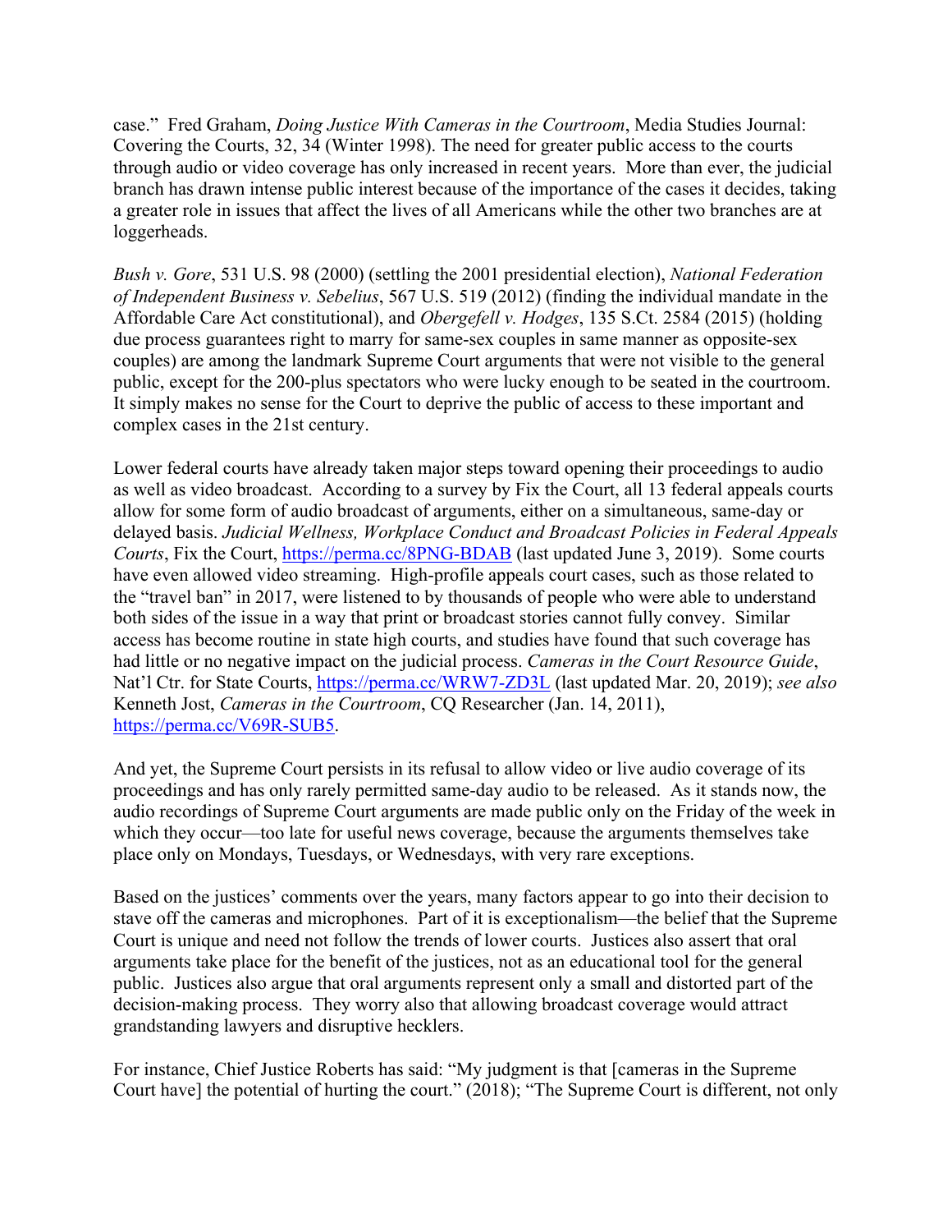case." Fred Graham, *Doing Justice With Cameras in the Courtroom*, Media Studies Journal: Covering the Courts, 32, 34 (Winter 1998). The need for greater public access to the courts through audio or video coverage has only increased in recent years. More than ever, the judicial branch has drawn intense public interest because of the importance of the cases it decides, taking a greater role in issues that affect the lives of all Americans while the other two branches are at loggerheads.

*Bush v. Gore*, 531 U.S. 98 (2000) (settling the 2001 presidential election), *National Federation of Independent Business v. Sebelius*, 567 U.S. 519 (2012) (finding the individual mandate in the Affordable Care Act constitutional), and *Obergefell v. Hodges*, 135 S.Ct. 2584 (2015) (holding due process guarantees right to marry for same-sex couples in same manner as opposite-sex couples) are among the landmark Supreme Court arguments that were not visible to the general public, except for the 200-plus spectators who were lucky enough to be seated in the courtroom. It simply makes no sense for the Court to deprive the public of access to these important and complex cases in the 21st century.

Lower federal courts have already taken major steps toward opening their proceedings to audio as well as video broadcast. According to a survey by Fix the Court, all 13 federal appeals courts allow for some form of audio broadcast of arguments, either on a simultaneous, same-day or delayed basis. *Judicial Wellness, Workplace Conduct and Broadcast Policies in Federal Appeals Courts*, Fix the Court, https://perma.cc/8PNG-BDAB (last updated June 3, 2019). Some courts have even allowed video streaming. High-profile appeals court cases, such as those related to the "travel ban" in 2017, were listened to by thousands of people who were able to understand both sides of the issue in a way that print or broadcast stories cannot fully convey. Similar access has become routine in state high courts, and studies have found that such coverage has had little or no negative impact on the judicial process. *Cameras in the Court Resource Guide*, Nat'l Ctr. for State Courts, https://perma.cc/WRW7-ZD3L (last updated Mar. 20, 2019); *see also* Kenneth Jost, *Cameras in the Courtroom*, CQ Researcher (Jan. 14, 2011), https://perma.cc/V69R-SUB5.

And yet, the Supreme Court persists in its refusal to allow video or live audio coverage of its proceedings and has only rarely permitted same-day audio to be released. As it stands now, the audio recordings of Supreme Court arguments are made public only on the Friday of the week in which they occur—too late for useful news coverage, because the arguments themselves take place only on Mondays, Tuesdays, or Wednesdays, with very rare exceptions.

Based on the justices' comments over the years, many factors appear to go into their decision to stave off the cameras and microphones. Part of it is exceptionalism—the belief that the Supreme Court is unique and need not follow the trends of lower courts. Justices also assert that oral arguments take place for the benefit of the justices, not as an educational tool for the general public. Justices also argue that oral arguments represent only a small and distorted part of the decision-making process. They worry also that allowing broadcast coverage would attract grandstanding lawyers and disruptive hecklers.

For instance, Chief Justice Roberts has said: "My judgment is that [cameras in the Supreme Court have] the potential of hurting the court." (2018); "The Supreme Court is different, not only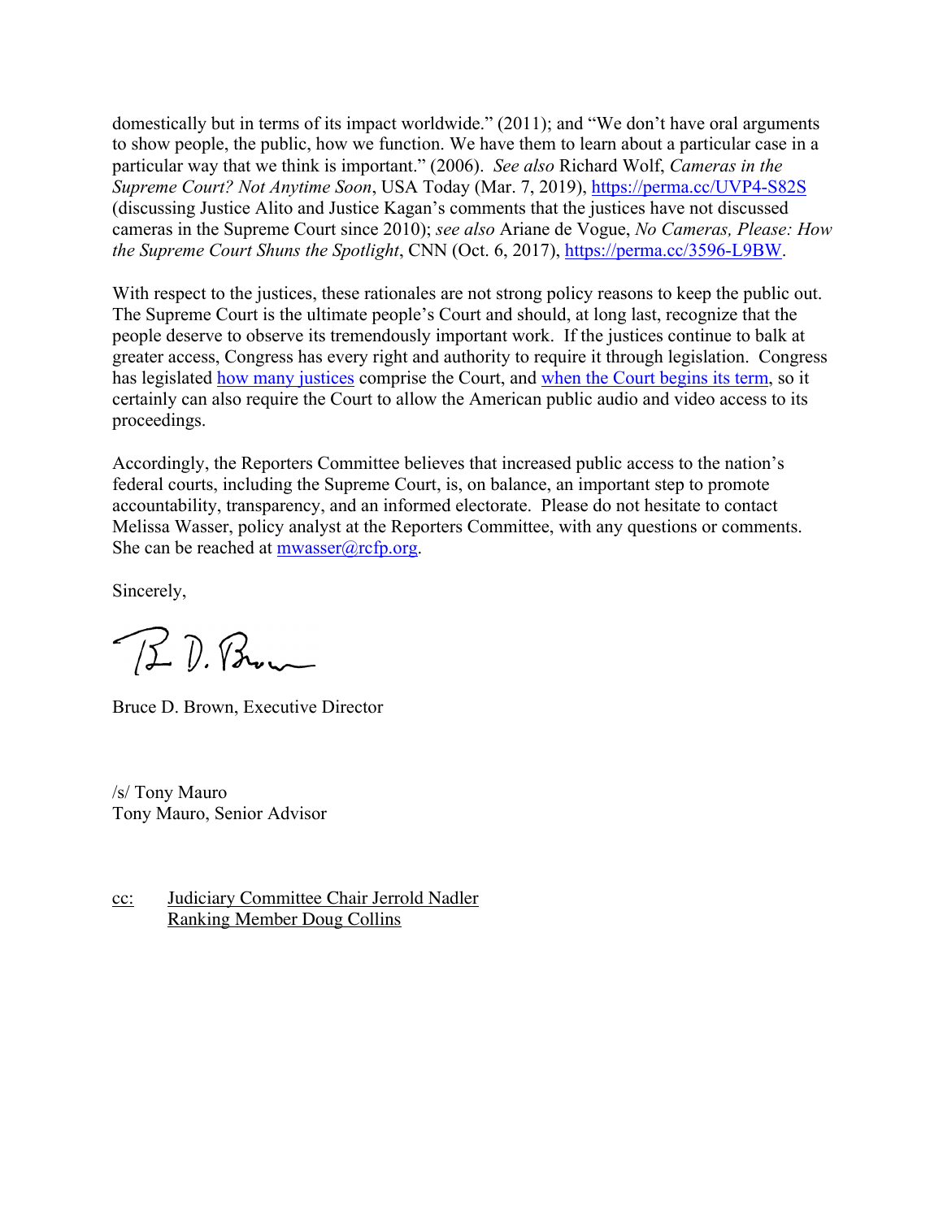domestically but in terms of its impact worldwide." (2011); and "We don't have oral arguments to show people, the public, how we function. We have them to learn about a particular case in a particular way that we think is important." (2006). *See also* Richard Wolf, *Cameras in the Supreme Court? Not Anytime Soon*, USA Today (Mar. 7, 2019), https://perma.cc/UVP4-S82S (discussing Justice Alito and Justice Kagan's comments that the justices have not discussed cameras in the Supreme Court since 2010); *see also* Ariane de Vogue, *No Cameras, Please: How the Supreme Court Shuns the Spotlight*, CNN (Oct. 6, 2017), https://perma.cc/3596-L9BW.

With respect to the justices, these rationales are not strong policy reasons to keep the public out. The Supreme Court is the ultimate people's Court and should, at long last, recognize that the people deserve to observe its tremendously important work. If the justices continue to balk at greater access, Congress has every right and authority to require it through legislation. Congress has legislated how many justices comprise the Court, and when the Court begins its term, so it certainly can also require the Court to allow the American public audio and video access to its proceedings.

Accordingly, the Reporters Committee believes that increased public access to the nation's federal courts, including the Supreme Court, is, on balance, an important step to promote accountability, transparency, and an informed electorate. Please do not hesitate to contact Melissa Wasser, policy analyst at the Reporters Committee, with any questions or comments. She can be reached at mwasser@rcfp.org.

Sincerely,

Bruce D. Brown, Executive Director

/s/ Tony Mauro
Tony Mauro, Senior Advisor

cc: Judiciary Committee Chair Jerrold Nadler
Ranking Member Doug Collins